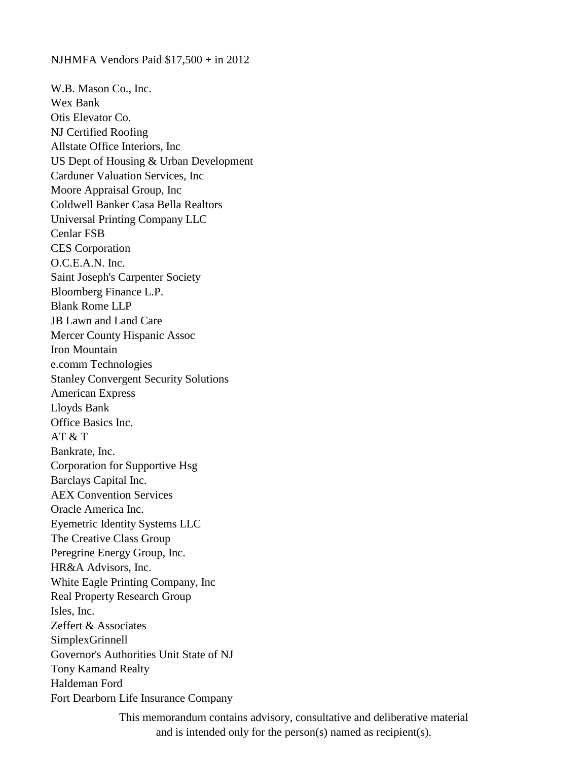NJHMFA Vendors Paid $17,500 + in 2012

W.B. Mason Co., Inc.
Wex Bank
Otis Elevator Co.
NJ Certified Roofing
Allstate Office Interiors, Inc
US Dept of Housing & Urban Development
Carduner Valuation Services, Inc
Moore Appraisal Group, Inc
Coldwell Banker Casa Bella Realtors
Universal Printing Company LLC
Cenlar FSB
CES Corporation
O.C.E.A.N. Inc.
Saint Joseph's Carpenter Society
Bloomberg Finance L.P.
Blank Rome LLP
JB Lawn and Land Care
Mercer County Hispanic Assoc
Iron Mountain
e.comm Technologies
Stanley Convergent Security Solutions
American Express
Lloyds Bank
Office Basics Inc.
AT & T
Bankrate, Inc.
Corporation for Supportive Hsg
Barclays Capital Inc.
AEX Convention Services
Oracle America Inc.
Eyemetric Identity Systems LLC
The Creative Class Group
Peregrine Energy Group, Inc.
HR&A Advisors, Inc.
White Eagle Printing Company, Inc
Real Property Research Group
Isles, Inc.
Zeffert & Associates
SimplexGrinnell
Governor's Authorities Unit State of NJ
Tony Kamand Realty
Haldeman Ford
Fort Dearborn Life Insurance Company

This memorandum contains advisory, consultative and deliberative material and is intended only for the person(s) named as recipient(s).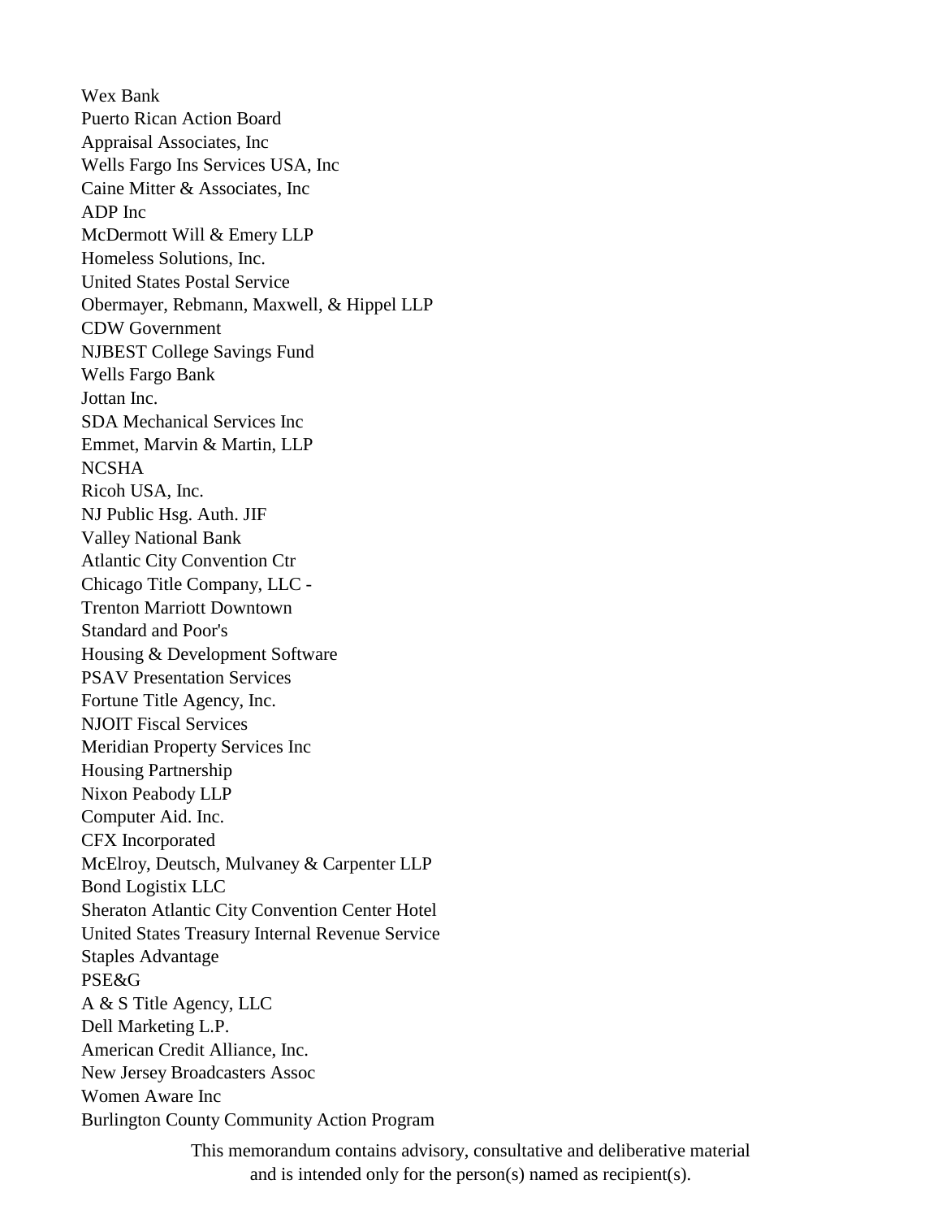Wex Bank
Puerto Rican Action Board
Appraisal Associates, Inc
Wells Fargo Ins Services USA, Inc
Caine Mitter & Associates, Inc
ADP Inc
McDermott Will & Emery LLP
Homeless Solutions, Inc.
United States Postal Service
Obermayer, Rebmann, Maxwell, & Hippel LLP
CDW Government
NJBEST College Savings Fund
Wells Fargo Bank
Jottan Inc.
SDA Mechanical Services Inc
Emmet, Marvin & Martin, LLP
NCSHA
Ricoh USA, Inc.
NJ Public Hsg. Auth. JIF
Valley National Bank
Atlantic City Convention Ctr
Chicago Title Company, LLC -
Trenton Marriott Downtown
Standard and Poor's
Housing & Development Software
PSAV Presentation Services
Fortune Title Agency, Inc.
NJOIT Fiscal Services
Meridian Property Services Inc
Housing Partnership
Nixon Peabody LLP
Computer Aid. Inc.
CFX Incorporated
McElroy, Deutsch, Mulvaney & Carpenter LLP
Bond Logistix LLC
Sheraton Atlantic City Convention Center Hotel
United States Treasury Internal Revenue Service
Staples Advantage
PSE&G
A & S Title Agency, LLC
Dell Marketing L.P.
American Credit Alliance, Inc.
New Jersey Broadcasters Assoc
Women Aware Inc
Burlington County Community Action Program

This memorandum contains advisory, consultative and deliberative material and is intended only for the person(s) named as recipient(s).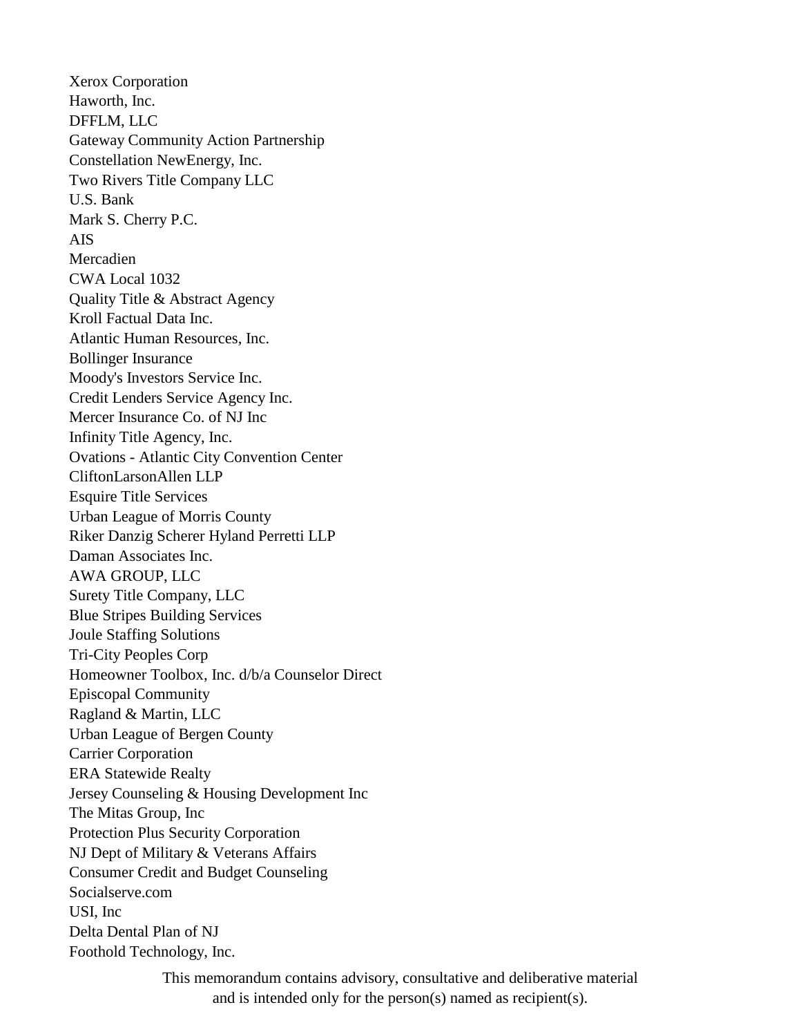Xerox Corporation
Haworth, Inc.
DFFLM, LLC
Gateway Community Action Partnership
Constellation NewEnergy, Inc.
Two Rivers Title Company LLC
U.S. Bank
Mark S. Cherry P.C.
AIS
Mercadien
CWA Local 1032
Quality Title & Abstract Agency
Kroll Factual Data Inc.
Atlantic Human Resources, Inc.
Bollinger Insurance
Moody's Investors Service Inc.
Credit Lenders Service Agency Inc.
Mercer Insurance Co. of NJ Inc
Infinity Title Agency, Inc.
Ovations - Atlantic City Convention Center
CliftonLarsonAllen LLP
Esquire Title Services
Urban League of Morris County
Riker Danzig Scherer Hyland Perretti LLP
Daman Associates Inc.
AWA GROUP, LLC
Surety Title Company, LLC
Blue Stripes Building Services
Joule Staffing Solutions
Tri-City Peoples Corp
Homeowner Toolbox, Inc. d/b/a Counselor Direct
Episcopal Community
Ragland & Martin, LLC
Urban League of Bergen County
Carrier Corporation
ERA Statewide Realty
Jersey Counseling & Housing Development Inc
The Mitas Group, Inc
Protection Plus Security Corporation
NJ Dept of Military & Veterans Affairs
Consumer Credit and Budget Counseling
Socialserve.com
USI, Inc
Delta Dental Plan of NJ
Foothold Technology, Inc.

This memorandum contains advisory, consultative and deliberative material and is intended only for the person(s) named as recipient(s).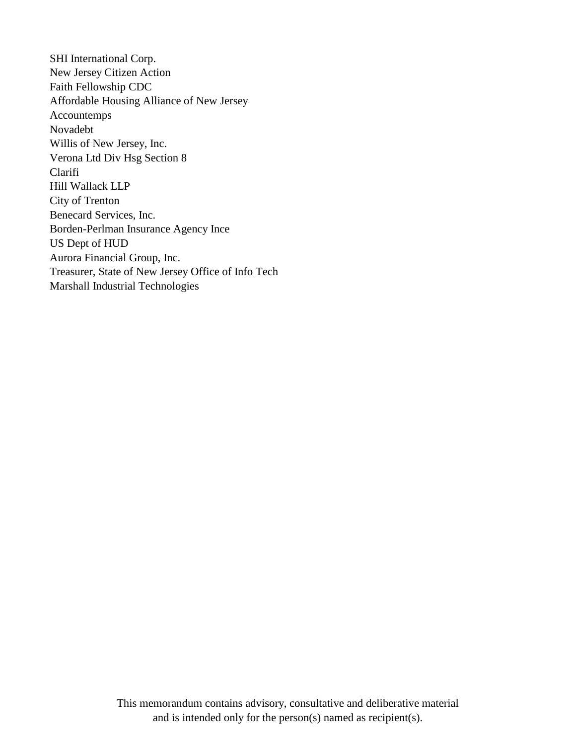SHI International Corp.
New Jersey Citizen Action
Faith Fellowship CDC
Affordable Housing Alliance of New Jersey
Accountemps
Novadebt
Willis of New Jersey, Inc.
Verona Ltd Div Hsg Section 8
Clarifi
Hill Wallack LLP
City of Trenton
Benecard Services, Inc.
Borden-Perlman Insurance Agency Ince
US Dept of HUD
Aurora Financial Group, Inc.
Treasurer, State of New Jersey Office of Info Tech
Marshall Industrial Technologies

This memorandum contains advisory, consultative and deliberative material and is intended only for the person(s) named as recipient(s).